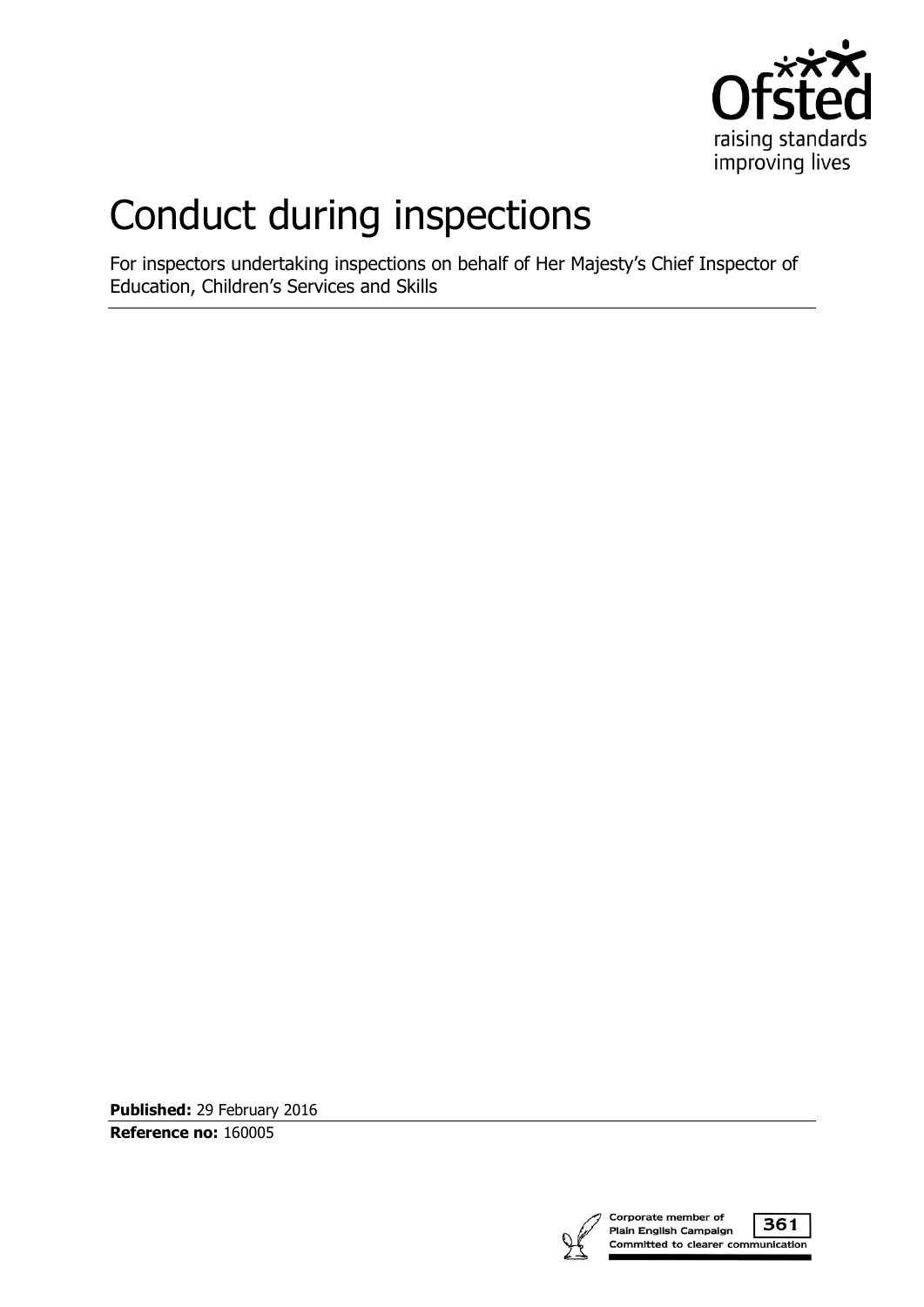Ofsted

raising standards
improving lives

# Conduct during inspections

For inspectors undertaking inspections on behalf of Her Majesty's Chief Inspector of Education, Children's Services and Skills

**Published:** 29 February 2016

**Reference no:** 160005

Corporate member of Plain English Campaign
Committed to clearer communication
361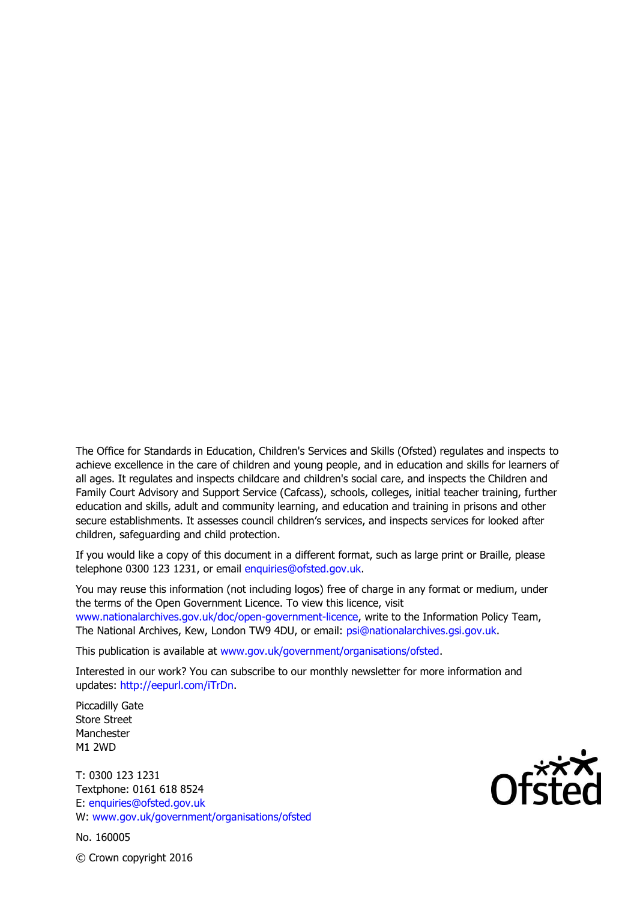The Office for Standards in Education, Children's Services and Skills (Ofsted) regulates and inspects to achieve excellence in the care of children and young people, and in education and skills for learners of all ages. It regulates and inspects childcare and children's social care, and inspects the Children and Family Court Advisory and Support Service (Cafcass), schools, colleges, initial teacher training, further education and skills, adult and community learning, and education and training in prisons and other secure establishments. It assesses council children's services, and inspects services for looked after children, safeguarding and child protection.

If you would like a copy of this document in a different format, such as large print or Braille, please telephone 0300 123 1231, or email enquiries@ofsted.gov.uk.

You may reuse this information (not including logos) free of charge in any format or medium, under the terms of the Open Government Licence. To view this licence, visit www.nationalarchives.gov.uk/doc/open-government-licence, write to the Information Policy Team, The National Archives, Kew, London TW9 4DU, or email: psi@nationalarchives.gsi.gov.uk.

This publication is available at www.gov.uk/government/organisations/ofsted.

Interested in our work? You can subscribe to our monthly newsletter for more information and updates: http://eepurl.com/iTrDn.

Piccadilly Gate  
Store Street  
Manchester  
M1 2WD

T: 0300 123 1231  
Textphone: 0161 618 8524  
E: enquiries@ofsted.gov.uk  
W: www.gov.uk/government/organisations/ofsted

No. 160005

© Crown copyright 2016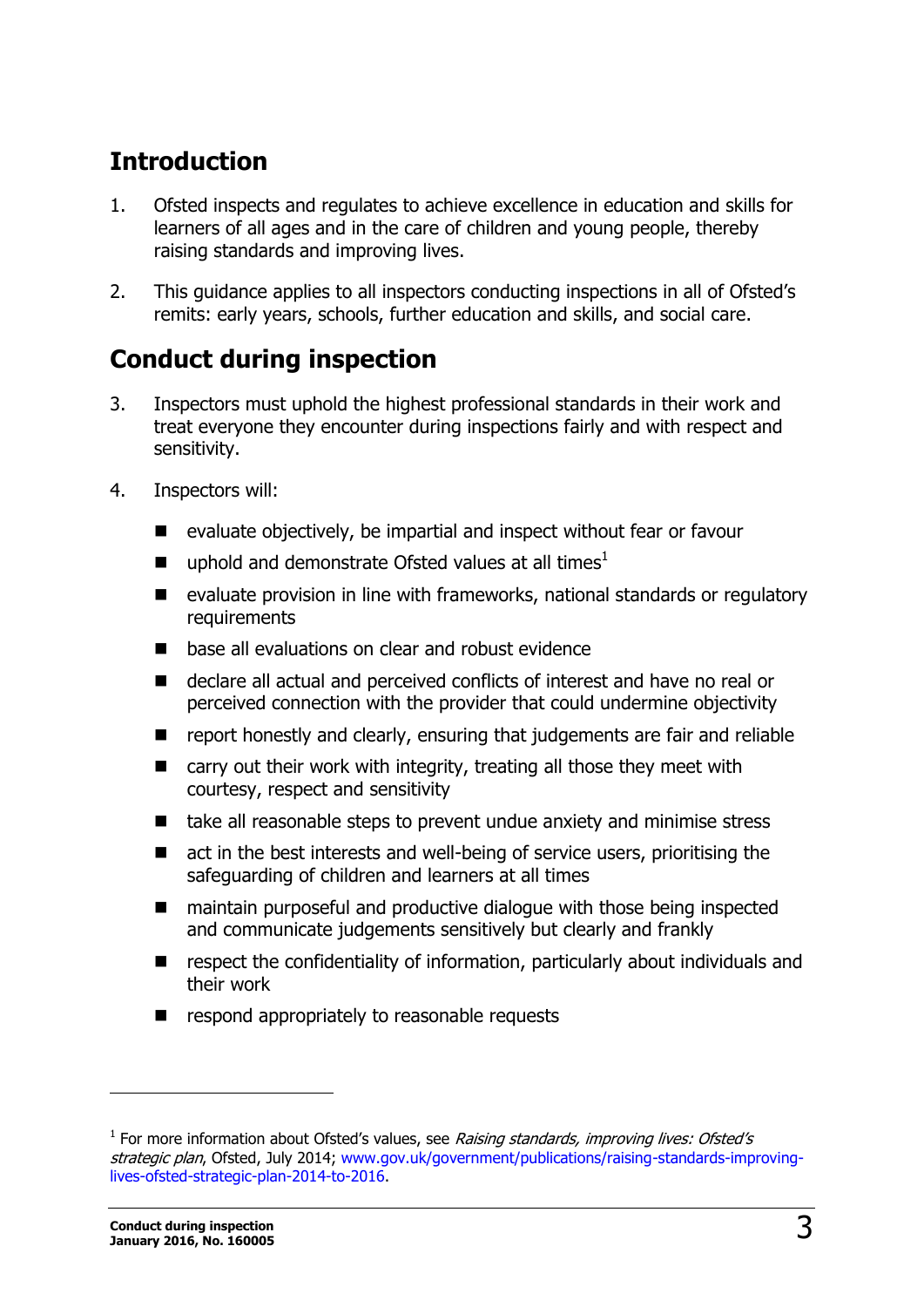## Introduction

1. Ofsted inspects and regulates to achieve excellence in education and skills for learners of all ages and in the care of children and young people, thereby raising standards and improving lives.

2. This guidance applies to all inspectors conducting inspections in all of Ofsted's remits: early years, schools, further education and skills, and social care.

## Conduct during inspection

3. Inspectors must uphold the highest professional standards in their work and treat everyone they encounter during inspections fairly and with respect and sensitivity.

4. Inspectors will:

   - evaluate objectively, be impartial and inspect without fear or favour
   - uphold and demonstrate Ofsted values at all times[1]
   - evaluate provision in line with frameworks, national standards or regulatory requirements
   - base all evaluations on clear and robust evidence
   - declare all actual and perceived conflicts of interest and have no real or perceived connection with the provider that could undermine objectivity
   - report honestly and clearly, ensuring that judgements are fair and reliable
   - carry out their work with integrity, treating all those they meet with courtesy, respect and sensitivity
   - take all reasonable steps to prevent undue anxiety and minimise stress
   - act in the best interests and well-being of service users, prioritising the safeguarding of children and learners at all times
   - maintain purposeful and productive dialogue with those being inspected and communicate judgements sensitively but clearly and frankly
   - respect the confidentiality of information, particularly about individuals and their work
   - respond appropriately to reasonable requests

---

[1] For more information about Ofsted's values, see *Raising standards, improving lives: Ofsted's strategic plan*, Ofsted, July 2014; www.gov.uk/government/publications/raising-standards-improving-lives-ofsted-strategic-plan-2014-to-2016.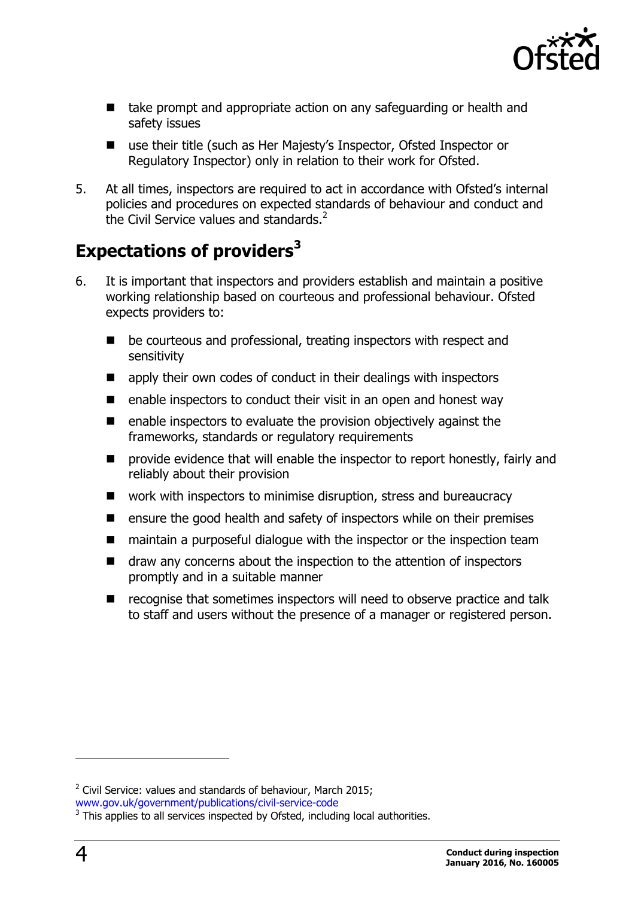- take prompt and appropriate action on any safeguarding or health and safety issues
- use their title (such as Her Majesty's Inspector, Ofsted Inspector or Regulatory Inspector) only in relation to their work for Ofsted.

5. At all times, inspectors are required to act in accordance with Ofsted's internal policies and procedures on expected standards of behaviour and conduct and the Civil Service values and standards.[2]

## Expectations of providers[3]

6. It is important that inspectors and providers establish and maintain a positive working relationship based on courteous and professional behaviour. Ofsted expects providers to:

   - be courteous and professional, treating inspectors with respect and sensitivity
   - apply their own codes of conduct in their dealings with inspectors
   - enable inspectors to conduct their visit in an open and honest way
   - enable inspectors to evaluate the provision objectively against the frameworks, standards or regulatory requirements
   - provide evidence that will enable the inspector to report honestly, fairly and reliably about their provision
   - work with inspectors to minimise disruption, stress and bureaucracy
   - ensure the good health and safety of inspectors while on their premises
   - maintain a purposeful dialogue with the inspector or the inspection team
   - draw any concerns about the inspection to the attention of inspectors promptly and in a suitable manner
   - recognise that sometimes inspectors will need to observe practice and talk to staff and users without the presence of a manager or registered person.

---

[2] Civil Service: values and standards of behaviour, March 2015; www.gov.uk/government/publications/civil-service-code

[3] This applies to all services inspected by Ofsted, including local authorities.